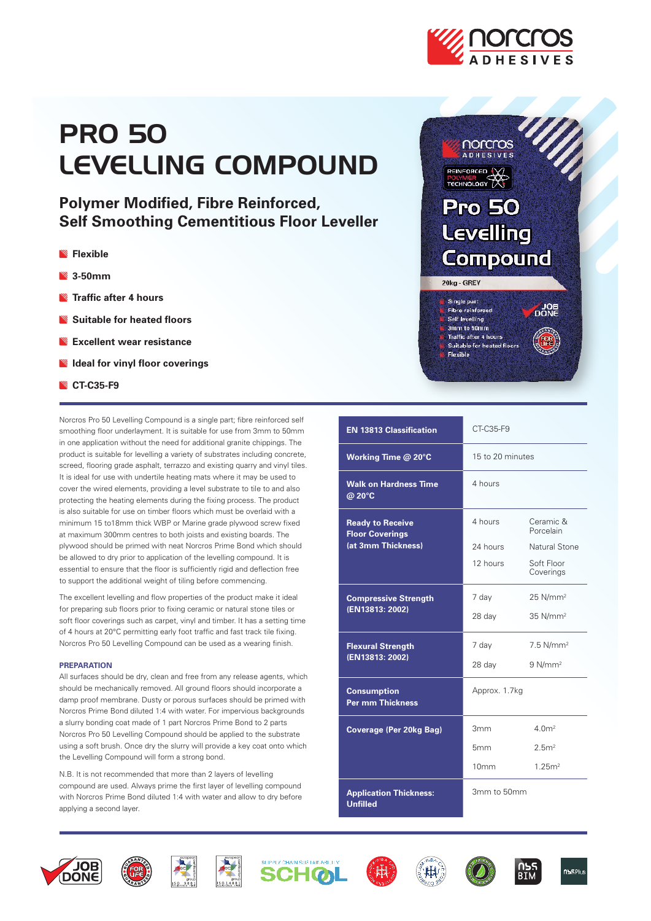# PRO 50 LEVELLING COMPOUND

## Polymer Modified, Fibre Reinforced, Self Smoothing Cementitious Floor Leveller

- **Flexible**
- **3-50mm**
- **Traffic after 4 hours**
- **Suitable for heated floors**
- **Excellent wear resistance**
- **Ideal for vinyl floor coverings**
- **CT-C35-F9**

Norcros Pro 50 Levelling Compound is a single part; fibre reinforced self smoothing floor underlayment. It is suitable for use from 3mm to 50mm in one application without the need for additional granite chippings. The product is suitable for levelling a variety of substrates including concrete, screed, flooring grade asphalt, terrazzo and existing quarry and vinyl tiles. It is ideal for use with undertile heating mats where it may be used to cover the wired elements, providing a level substrate to tile to and also protecting the heating elements during the fixing process. The product is also suitable for use on timber floors which must be overlaid with a minimum 15 to18mm thick WBP or Marine grade plywood screw fixed at maximum 300mm centres to both joists and existing boards. The plywood should be primed with neat Norcros Prime Bond which should be allowed to dry prior to application of the levelling compound. It is essential to ensure that the floor is sufficiently rigid and deflection free to support the additional weight of tiling before commencing.

The excellent levelling and flow properties of the product make it ideal for preparing sub floors prior to fixing ceramic or natural stone tiles or soft floor coverings such as carpet, vinyl and timber. It has a setting time of 4 hours at 20°C permitting early foot traffic and fast track tile fixing. Norcros Pro 50 Levelling Compound can be used as a wearing finish.

### PREPARATION

All surfaces should be dry, clean and free from any release agents, which should be mechanically removed. All ground floors should incorporate a damp proof membrane. Dusty or porous surfaces should be primed with Norcros Prime Bond diluted 1:4 with water. For impervious backgrounds a slurry bonding coat made of 1 part Norcros Prime Bond to 2 parts Norcros Pro 50 Levelling Compound should be applied to the substrate using a soft brush. Once dry the slurry will provide a key coat onto which the Levelling Compound will form a strong bond.

N.B. It is not recommended that more than 2 layers of levelling compound are used. Always prime the first layer of levelling compound with Norcros Prime Bond diluted 1:4 with water and allow to dry before applying a second layer.

| Property | | |
|---|---|---|
| **EN 13813 Classification** | CT-C35-F9 | |
| **Working Time @ 20°C** | 15 to 20 minutes | |
| **Walk on Hardness Time @ 20°C** | 4 hours | |
| **Ready to Receive Floor Coverings (at 3mm Thickness)** | 4 hours | Ceramic & Porcelain |
| | 24 hours | Natural Stone |
| | 12 hours | Soft Floor Coverings |
| **Compressive Strength (EN13813: 2002)** | 7 day | 25 N/mm$^2$ |
| | 28 day | 35 N/mm$^2$ |
| **Flexural Strength (EN13813: 2002)** | 7 day | 7.5 N/mm$^2$ |
| | 28 day | 9 N/mm$^2$ |
| **Consumption Per mm Thickness** | Approx. 1.7kg | |
| **Coverage (Per 20kg Bag)** | 3mm | 4.0m$^2$ |
| | 5mm | 2.5m$^2$ |
| | 10mm | 1.25m$^2$ |
| **Application Thickness: Unfilled** | 3mm to 50mm | |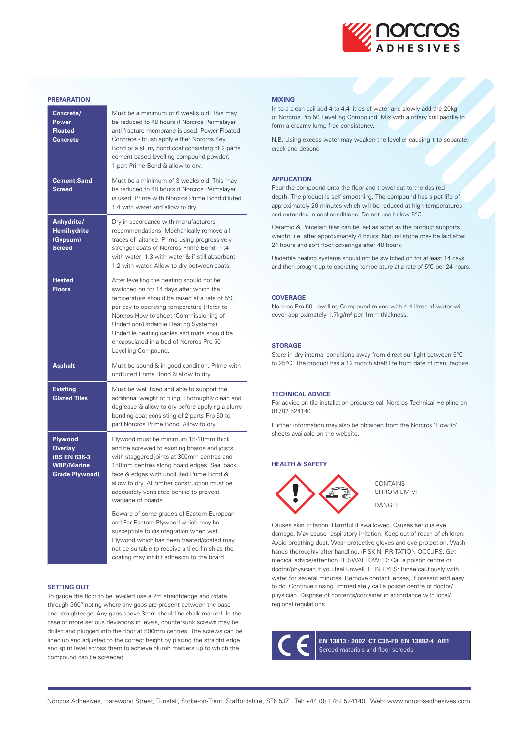## PREPARATION

| | |
|---|---|
| **Concrete/ Power Floated Concrete** | Must be a minimum of 6 weeks old. This may be reduced to 48 hours if Norcros Permalayer anti-fracture membrane is used. Power Floated Concrete - brush apply either Norcros Key Bond or a slurry bond coat consisting of 2 parts cement-based levelling compound powder: 1 part Prime Bond & allow to dry. |
| **Cement:Sand Screed** | Must be a minimum of 3 weeks old. This may be reduced to 48 hours if Norcros Permalayer is used. Prime with Norcros Prime Bond diluted 1:4 with water and allow to dry. |
| **Anhydrite/ Hemihydrite (Gypsum) Screed** | Dry in accordance with manufacturers recommendations. Mechanically remove all traces of laitance. Prime using progressively stronger coats of Norcros Prime Bond - 1:4 with water: 1:3 with water & if still absorbent 1:2 with water. Allow to dry between coats. |
| **Heated Floors** | After levelling the heating should not be switched on for 14 days after which the temperature should be raised at a rate of 5°C per day to operating temperature (Refer to Norcros How to sheet 'Commissioning of Underfloor/Undertile Heating Systems). Undertile heating cables and mats should be encapsulated in a bed of Norcros Pro 50 Levelling Compound. |
| **Asphalt** | Must be sound & in good condition. Prime with undiluted Prime Bond & allow to dry. |
| **Existing Glazed Tiles** | Must be well fixed and able to support the additional weight of tiling. Thoroughly clean and degrease & allow to dry before applying a slurry bonding coat consisting of 2 parts Pro 50 to 1 part Norcros Prime Bond. Allow to dry. |
| **Plywood Overlay (BS EN 636-3 WBP/Marine Grade Plywood)** | Plywood must be minimum 15-18mm thick and be screwed to existing boards and joists with staggered joints at 300mm centres and 150mm centres along board edges. Seal back, face & edges with undiluted Prime Bond & allow to dry. All timber construction must be adequately ventilated behind to prevent warpage of boards<br><br>Beware of some grades of Eastern European and Far Eastern Plywood which may be susceptible to disintegration when wet. Plywood which has been treated/coated may not be suitable to receive a tiled finish as the coating may inhibit adhesion to the board. |

## SETTING OUT

To gauge the floor to be levelled use a 2m straightedge and rotate through 360° noting where any gaps are present between the base and straightedge. Any gaps above 3mm should be chalk marked. In the case of more serious deviations in levels, countersunk screws may be drilled and plugged into the floor at 500mm centres. The screws can be lined up and adjusted to the correct height by placing the straight edge and spirit level across them to achieve plumb markers up to which the compound can be screeded.

## MIXING

In to a clean pail add 4 to 4.4 litres of water and slowly add the 20kg of Norcros Pro 50 Levelling Compound. Mix with a rotary drill paddle to form a creamy lump free consistency.

N.B. Using excess water may weaken the leveller causing it to separate, crack and debond

## APPLICATION

Pour the compound onto the floor and trowel out to the desired depth. The product is self smoothing. The compound has a pot life of approximately 20 minutes which will be reduced at high temperatures and extended in cool conditions. Do not use below 5°C.

Ceramic & Porcelain tiles can be laid as soon as the product supports weight, i.e. after approximately 4 hours. Natural stone may be laid after 24 hours and soft floor coverings after 48 hours.

Undertile heating systems should not be switched on for at least 14 days and then brought up to operating temperature at a rate of 5°C per 24 hours.

## COVERAGE

Norcros Pro 50 Levelling Compound mixed with 4.4 litres of water will cover approximately 1.7kg/m² per 1mm thickness.

## STORAGE

Store in dry internal conditions away from direct sunlight between 5°C to 25°C. The product has a 12 month shelf life from date of manufacture.

## TECHNICAL ADVICE

For advice on tile installation products call Norcros Technical Helpline on 01782 524140.

Further information may also be obtained from the Norcros 'How to' sheets available on the website.

## HEALTH & SAFETY

CONTAINS CHROMIUM VI

DANGER

Causes skin irritation. Harmful if swallowed. Causes serious eye damage. May cause respiratory irritation. Keep out of reach of children. Avoid breathing dust. Wear protective gloves and eye protection. Wash hands thoroughly after handling. IF SKIN IRRITATION OCCURS: Get medical advice/attention. IF SWALLOWED: Call a poison centre or doctor/physician if you feel unwell. IF IN EYES: Rinse cautiously with water for several minutes. Remove contact lenses, if present and easy to do. Continue rinsing. Immediately call a poison centre or doctor/physician. Dispose of contents/container in accordance with local/regional regulations.

**EN 13813 : 2002 CT C35-F9 EN 13892-4 AR1**
Screed materials and floor screeds

Norcros Adhesives, Harewood Street, Tunstall, Stoke-on-Trent, Staffordshire, ST6 5JZ Tel: +44 (0) 1782 524140 Web: www.norcros-adhesives.com